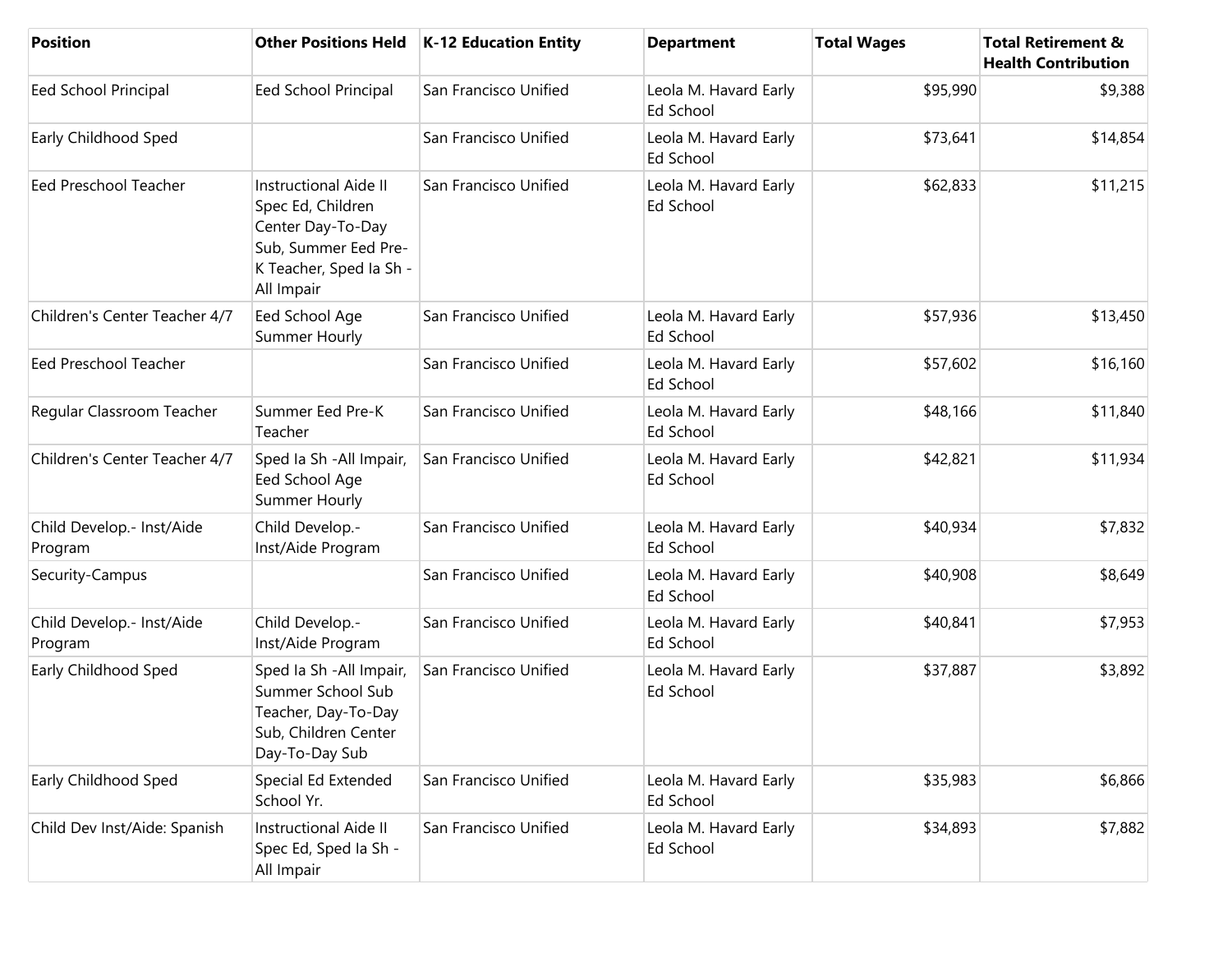| Position | Other Positions Held | K-12 Education Entity | Department | Total Wages | Total Retirement & Health Contribution |
|---|---|---|---|---|---|
| Eed School Principal | Eed School Principal | San Francisco Unified | Leola M. Havard Early Ed School | $95,990 | $9,388 |
| Early Childhood Sped | | San Francisco Unified | Leola M. Havard Early Ed School | $73,641 | $14,854 |
| Eed Preschool Teacher | Instructional Aide II Spec Ed, Children Center Day-To-Day Sub, Summer Eed Pre-K Teacher, Sped Ia Sh - All Impair | San Francisco Unified | Leola M. Havard Early Ed School | $62,833 | $11,215 |
| Children's Center Teacher 4/7 | Eed School Age Summer Hourly | San Francisco Unified | Leola M. Havard Early Ed School | $57,936 | $13,450 |
| Eed Preschool Teacher | | San Francisco Unified | Leola M. Havard Early Ed School | $57,602 | $16,160 |
| Regular Classroom Teacher | Summer Eed Pre-K Teacher | San Francisco Unified | Leola M. Havard Early Ed School | $48,166 | $11,840 |
| Children's Center Teacher 4/7 | Sped Ia Sh -All Impair, Eed School Age Summer Hourly | San Francisco Unified | Leola M. Havard Early Ed School | $42,821 | $11,934 |
| Child Develop.- Inst/Aide Program | Child Develop.- Inst/Aide Program | San Francisco Unified | Leola M. Havard Early Ed School | $40,934 | $7,832 |
| Security-Campus | | San Francisco Unified | Leola M. Havard Early Ed School | $40,908 | $8,649 |
| Child Develop.- Inst/Aide Program | Child Develop.- Inst/Aide Program | San Francisco Unified | Leola M. Havard Early Ed School | $40,841 | $7,953 |
| Early Childhood Sped | Sped Ia Sh -All Impair, Summer School Sub Teacher, Day-To-Day Sub, Children Center Day-To-Day Sub | San Francisco Unified | Leola M. Havard Early Ed School | $37,887 | $3,892 |
| Early Childhood Sped | Special Ed Extended School Yr. | San Francisco Unified | Leola M. Havard Early Ed School | $35,983 | $6,866 |
| Child Dev Inst/Aide: Spanish | Instructional Aide II Spec Ed, Sped Ia Sh - All Impair | San Francisco Unified | Leola M. Havard Early Ed School | $34,893 | $7,882 |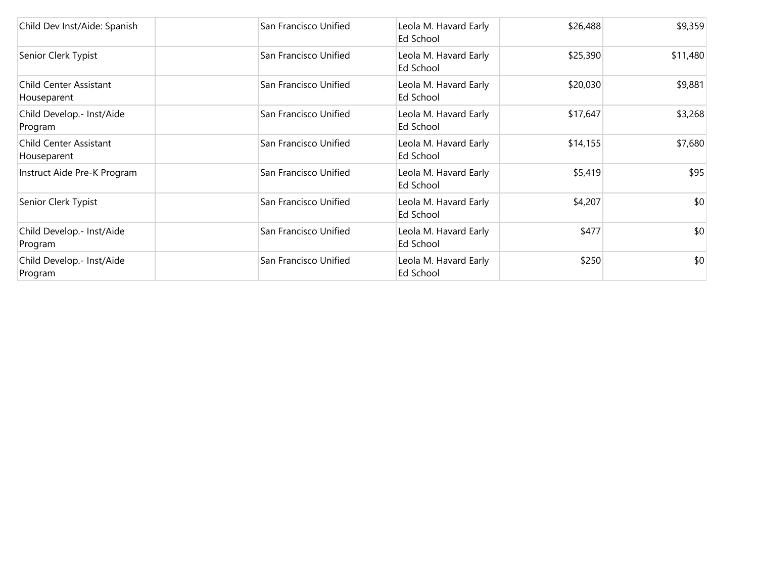| | | | | | |
|---|---|---|---|---|---|
| Child Dev Inst/Aide: Spanish | | San Francisco Unified | Leola M. Havard Early Ed School | $26,488 | $9,359 |
| Senior Clerk Typist | | San Francisco Unified | Leola M. Havard Early Ed School | $25,390 | $11,480 |
| Child Center Assistant Houseparent | | San Francisco Unified | Leola M. Havard Early Ed School | $20,030 | $9,881 |
| Child Develop.- Inst/Aide Program | | San Francisco Unified | Leola M. Havard Early Ed School | $17,647 | $3,268 |
| Child Center Assistant Houseparent | | San Francisco Unified | Leola M. Havard Early Ed School | $14,155 | $7,680 |
| Instruct Aide Pre-K Program | | San Francisco Unified | Leola M. Havard Early Ed School | $5,419 | $95 |
| Senior Clerk Typist | | San Francisco Unified | Leola M. Havard Early Ed School | $4,207 | $0 |
| Child Develop.- Inst/Aide Program | | San Francisco Unified | Leola M. Havard Early Ed School | $477 | $0 |
| Child Develop.- Inst/Aide Program | | San Francisco Unified | Leola M. Havard Early Ed School | $250 | $0 |